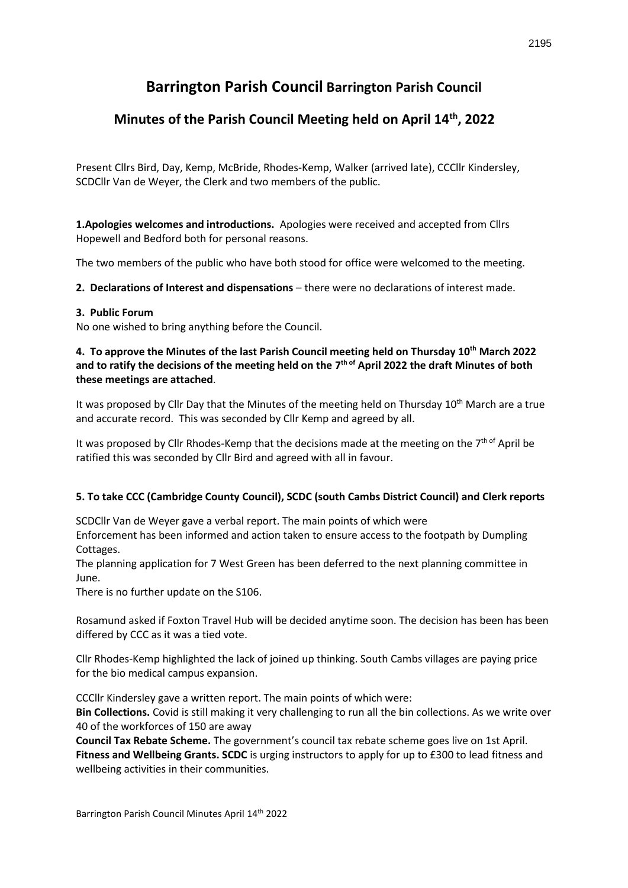# Barrington Parish Council Barrington Parish Council

## Minutes of the Parish Council Meeting held on April 14th, 2022

Present Cllrs Bird, Day, Kemp, McBride, Rhodes-Kemp, Walker (arrived late), CCCllr Kindersley, SCDCllr Van de Weyer, the Clerk and two members of the public.

**1.Apologies welcomes and introductions.** Apologies were received and accepted from Cllrs Hopewell and Bedford both for personal reasons.

The two members of the public who have both stood for office were welcomed to the meeting.

**2. Declarations of Interest and dispensations** – there were no declarations of interest made.

**3. Public Forum**
No one wished to bring anything before the Council.

**4. To approve the Minutes of the last Parish Council meeting held on Thursday 10th March 2022 and to ratify the decisions of the meeting held on the 7th of April 2022 the draft Minutes of both these meetings are attached**.

It was proposed by Cllr Day that the Minutes of the meeting held on Thursday 10th March are a true and accurate record. This was seconded by Cllr Kemp and agreed by all.

It was proposed by Cllr Rhodes-Kemp that the decisions made at the meeting on the 7th of April be ratified this was seconded by Cllr Bird and agreed with all in favour.

**5. To take CCC (Cambridge County Council), SCDC (south Cambs District Council) and Clerk reports**

SCDCllr Van de Weyer gave a verbal report. The main points of which were
Enforcement has been informed and action taken to ensure access to the footpath by Dumpling Cottages.
The planning application for 7 West Green has been deferred to the next planning committee in June.
There is no further update on the S106.

Rosamund asked if Foxton Travel Hub will be decided anytime soon. The decision has been has been differed by CCC as it was a tied vote.

Cllr Rhodes-Kemp highlighted the lack of joined up thinking. South Cambs villages are paying price for the bio medical campus expansion.

CCCllr Kindersley gave a written report. The main points of which were:
**Bin Collections.** Covid is still making it very challenging to run all the bin collections. As we write over 40 of the workforces of 150 are away
**Council Tax Rebate Scheme.** The government's council tax rebate scheme goes live on 1st April.
**Fitness and Wellbeing Grants. SCDC** is urging instructors to apply for up to £300 to lead fitness and wellbeing activities in their communities.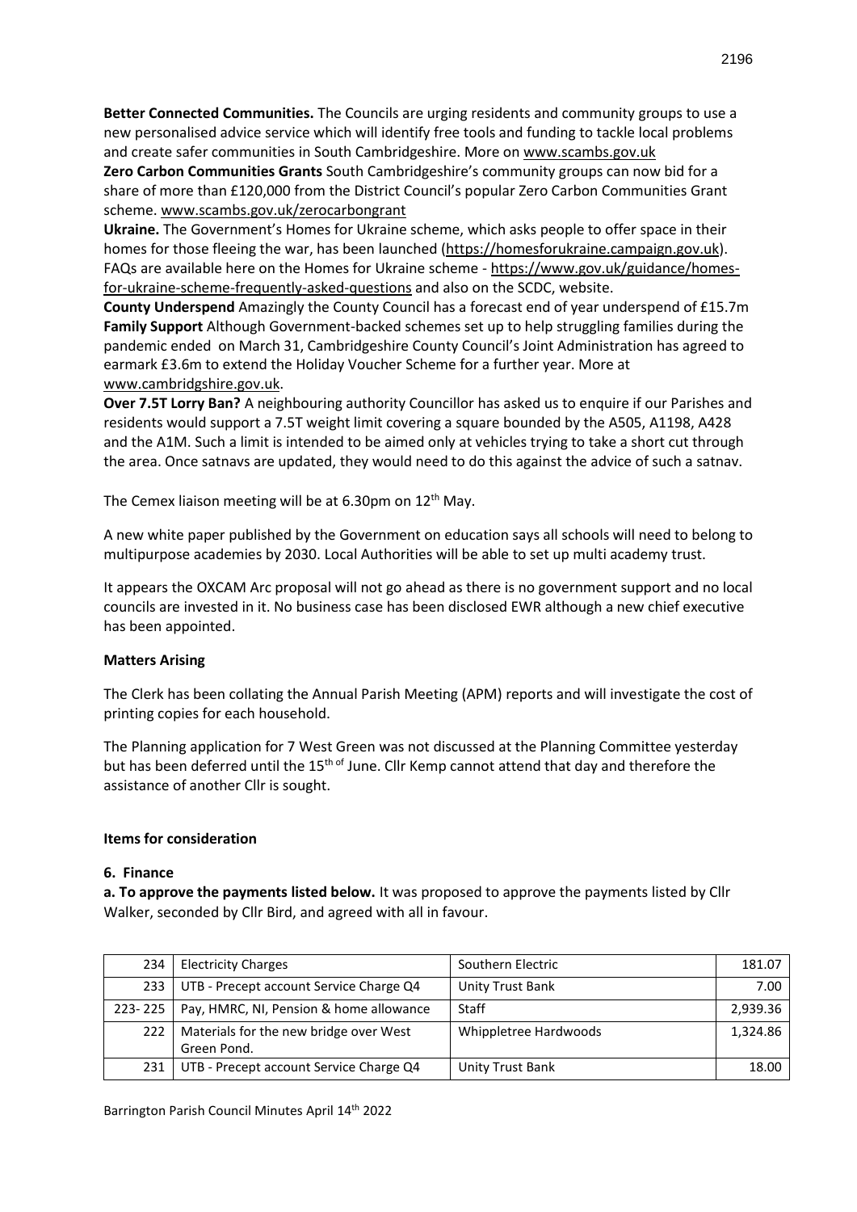**Better Connected Communities.** The Councils are urging residents and community groups to use a new personalised advice service which will identify free tools and funding to tackle local problems and create safer communities in South Cambridgeshire. More on www.scambs.gov.uk

**Zero Carbon Communities Grants** South Cambridgeshire's community groups can now bid for a share of more than £120,000 from the District Council's popular Zero Carbon Communities Grant scheme. www.scambs.gov.uk/zerocarbongrant

**Ukraine.** The Government's Homes for Ukraine scheme, which asks people to offer space in their homes for those fleeing the war, has been launched (https://homesforukraine.campaign.gov.uk). FAQs are available here on the Homes for Ukraine scheme - https://www.gov.uk/guidance/homes-for-ukraine-scheme-frequently-asked-questions and also on the SCDC, website.

**County Underspend** Amazingly the County Council has a forecast end of year underspend of £15.7m

**Family Support** Although Government-backed schemes set up to help struggling families during the pandemic ended on March 31, Cambridgeshire County Council's Joint Administration has agreed to earmark £3.6m to extend the Holiday Voucher Scheme for a further year. More at www.cambridgshire.gov.uk.

**Over 7.5T Lorry Ban?** A neighbouring authority Councillor has asked us to enquire if our Parishes and residents would support a 7.5T weight limit covering a square bounded by the A505, A1198, A428 and the A1M. Such a limit is intended to be aimed only at vehicles trying to take a short cut through the area. Once satnavs are updated, they would need to do this against the advice of such a satnav.

The Cemex liaison meeting will be at 6.30pm on 12th May.

A new white paper published by the Government on education says all schools will need to belong to multipurpose academies by 2030. Local Authorities will be able to set up multi academy trust.

It appears the OXCAM Arc proposal will not go ahead as there is no government support and no local councils are invested in it. No business case has been disclosed EWR although a new chief executive has been appointed.

**Matters Arising**

The Clerk has been collating the Annual Parish Meeting (APM) reports and will investigate the cost of printing copies for each household.

The Planning application for 7 West Green was not discussed at the Planning Committee yesterday but has been deferred until the 15th of June. Cllr Kemp cannot attend that day and therefore the assistance of another Cllr is sought.

**Items for consideration**

**6. Finance**

**a. To approve the payments listed below.** It was proposed to approve the payments listed by Cllr Walker, seconded by Cllr Bird, and agreed with all in favour.

| | | | |
|---|---|---|---|
| 234 | Electricity Charges | Southern Electric | 181.07 |
| 233 | UTB - Precept account Service Charge Q4 | Unity Trust Bank | 7.00 |
| 223- 225 | Pay, HMRC, NI, Pension & home allowance | Staff | 2,939.36 |
| 222 | Materials for the new bridge over West Green Pond. | Whippletree Hardwoods | 1,324.86 |
| 231 | UTB - Precept account Service Charge Q4 | Unity Trust Bank | 18.00 |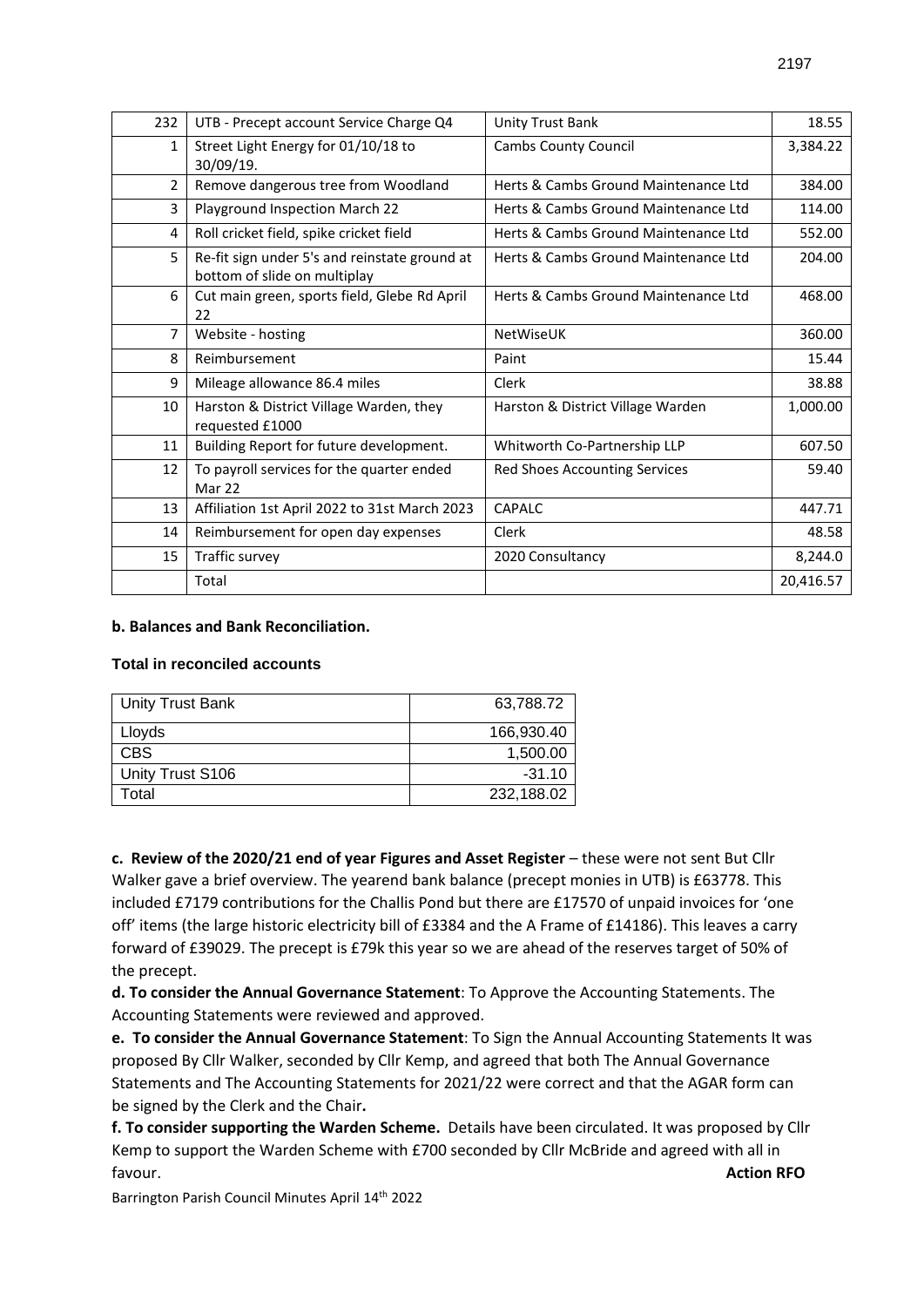| 232 | UTB - Precept account Service Charge Q4 | Unity Trust Bank | 18.55 |
|---|---|---|---|
| 1 | Street Light Energy for 01/10/18 to 30/09/19. | Cambs County Council | 3,384.22 |
| 2 | Remove dangerous tree from Woodland | Herts & Cambs Ground Maintenance Ltd | 384.00 |
| 3 | Playground Inspection March 22 | Herts & Cambs Ground Maintenance Ltd | 114.00 |
| 4 | Roll cricket field, spike cricket field | Herts & Cambs Ground Maintenance Ltd | 552.00 |
| 5 | Re-fit sign under 5's and reinstate ground at bottom of slide on multiplay | Herts & Cambs Ground Maintenance Ltd | 204.00 |
| 6 | Cut main green, sports field, Glebe Rd April 22 | Herts & Cambs Ground Maintenance Ltd | 468.00 |
| 7 | Website - hosting | NetWiseUK | 360.00 |
| 8 | Reimbursement | Paint | 15.44 |
| 9 | Mileage allowance 86.4 miles | Clerk | 38.88 |
| 10 | Harston & District Village Warden, they requested £1000 | Harston & District Village Warden | 1,000.00 |
| 11 | Building Report for future development. | Whitworth Co-Partnership LLP | 607.50 |
| 12 | To payroll services for the quarter ended Mar 22 | Red Shoes Accounting Services | 59.40 |
| 13 | Affiliation 1st April 2022 to 31st March 2023 | CAPALC | 447.71 |
| 14 | Reimbursement for open day expenses | Clerk | 48.58 |
| 15 | Traffic survey | 2020 Consultancy | 8,244.0 |
| | Total | | 20,416.57 |

**b. Balances and Bank Reconciliation.**

**Total in reconciled accounts**

| Unity Trust Bank | 63,788.72 |
|---|---|
| Lloyds | 166,930.40 |
| CBS | 1,500.00 |
| Unity Trust S106 | -31.10 |
| Total | 232,188.02 |

**c. Review of the 2020/21 end of year Figures and Asset Register** – these were not sent But Cllr Walker gave a brief overview. The yearend bank balance (precept monies in UTB) is £63778. This included £7179 contributions for the Challis Pond but there are £17570 of unpaid invoices for 'one off' items (the large historic electricity bill of £3384 and the A Frame of £14186). This leaves a carry forward of £39029. The precept is £79k this year so we are ahead of the reserves target of 50% of the precept.

**d. To consider the Annual Governance Statement**: To Approve the Accounting Statements. The Accounting Statements were reviewed and approved.

**e. To consider the Annual Governance Statement**: To Sign the Annual Accounting Statements It was proposed By Cllr Walker, seconded by Cllr Kemp, and agreed that both The Annual Governance Statements and The Accounting Statements for 2021/22 were correct and that the AGAR form can be signed by the Clerk and the Chair**.**

**f. To consider supporting the Warden Scheme.** Details have been circulated. It was proposed by Cllr Kemp to support the Warden Scheme with £700 seconded by Cllr McBride and agreed with all in favour. **Action RFO**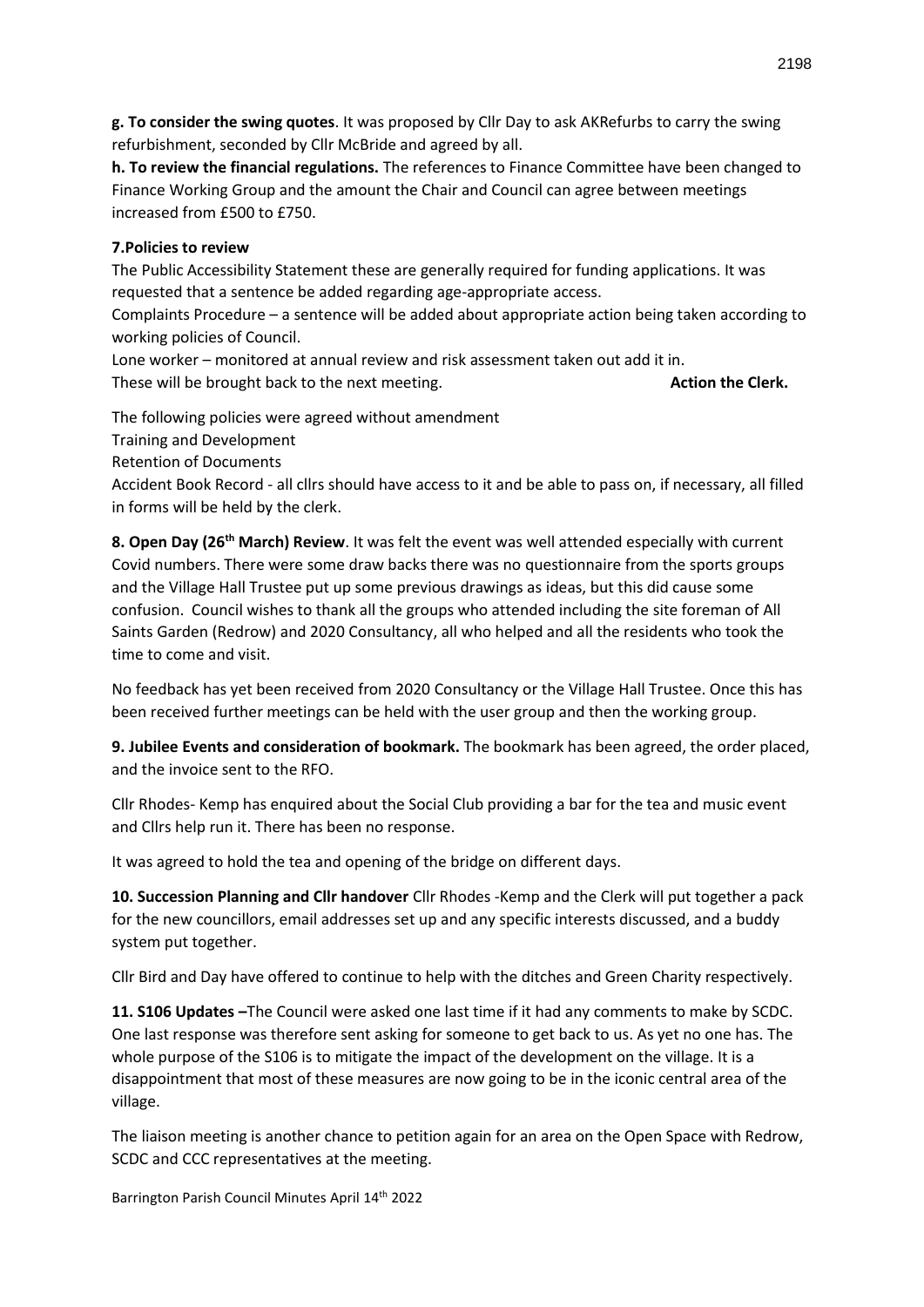**g. To consider the swing quotes**. It was proposed by Cllr Day to ask AKRefurbs to carry the swing refurbishment, seconded by Cllr McBride and agreed by all.

**h. To review the financial regulations.** The references to Finance Committee have been changed to Finance Working Group and the amount the Chair and Council can agree between meetings increased from £500 to £750.

**7.Policies to review**

The Public Accessibility Statement these are generally required for funding applications. It was requested that a sentence be added regarding age-appropriate access.

Complaints Procedure – a sentence will be added about appropriate action being taken according to working policies of Council.

Lone worker – monitored at annual review and risk assessment taken out add it in.

These will be brought back to the next meeting. **Action the Clerk.**

The following policies were agreed without amendment

Training and Development

Retention of Documents

Accident Book Record - all cllrs should have access to it and be able to pass on, if necessary, all filled in forms will be held by the clerk.

**8. Open Day (26th March) Review**. It was felt the event was well attended especially with current Covid numbers. There were some draw backs there was no questionnaire from the sports groups and the Village Hall Trustee put up some previous drawings as ideas, but this did cause some confusion. Council wishes to thank all the groups who attended including the site foreman of All Saints Garden (Redrow) and 2020 Consultancy, all who helped and all the residents who took the time to come and visit.

No feedback has yet been received from 2020 Consultancy or the Village Hall Trustee. Once this has been received further meetings can be held with the user group and then the working group.

**9. Jubilee Events and consideration of bookmark.** The bookmark has been agreed, the order placed, and the invoice sent to the RFO.

Cllr Rhodes- Kemp has enquired about the Social Club providing a bar for the tea and music event and Cllrs help run it. There has been no response.

It was agreed to hold the tea and opening of the bridge on different days.

**10. Succession Planning and Cllr handover** Cllr Rhodes -Kemp and the Clerk will put together a pack for the new councillors, email addresses set up and any specific interests discussed, and a buddy system put together.

Cllr Bird and Day have offered to continue to help with the ditches and Green Charity respectively.

**11. S106 Updates –**The Council were asked one last time if it had any comments to make by SCDC. One last response was therefore sent asking for someone to get back to us. As yet no one has. The whole purpose of the S106 is to mitigate the impact of the development on the village. It is a disappointment that most of these measures are now going to be in the iconic central area of the village.

The liaison meeting is another chance to petition again for an area on the Open Space with Redrow, SCDC and CCC representatives at the meeting.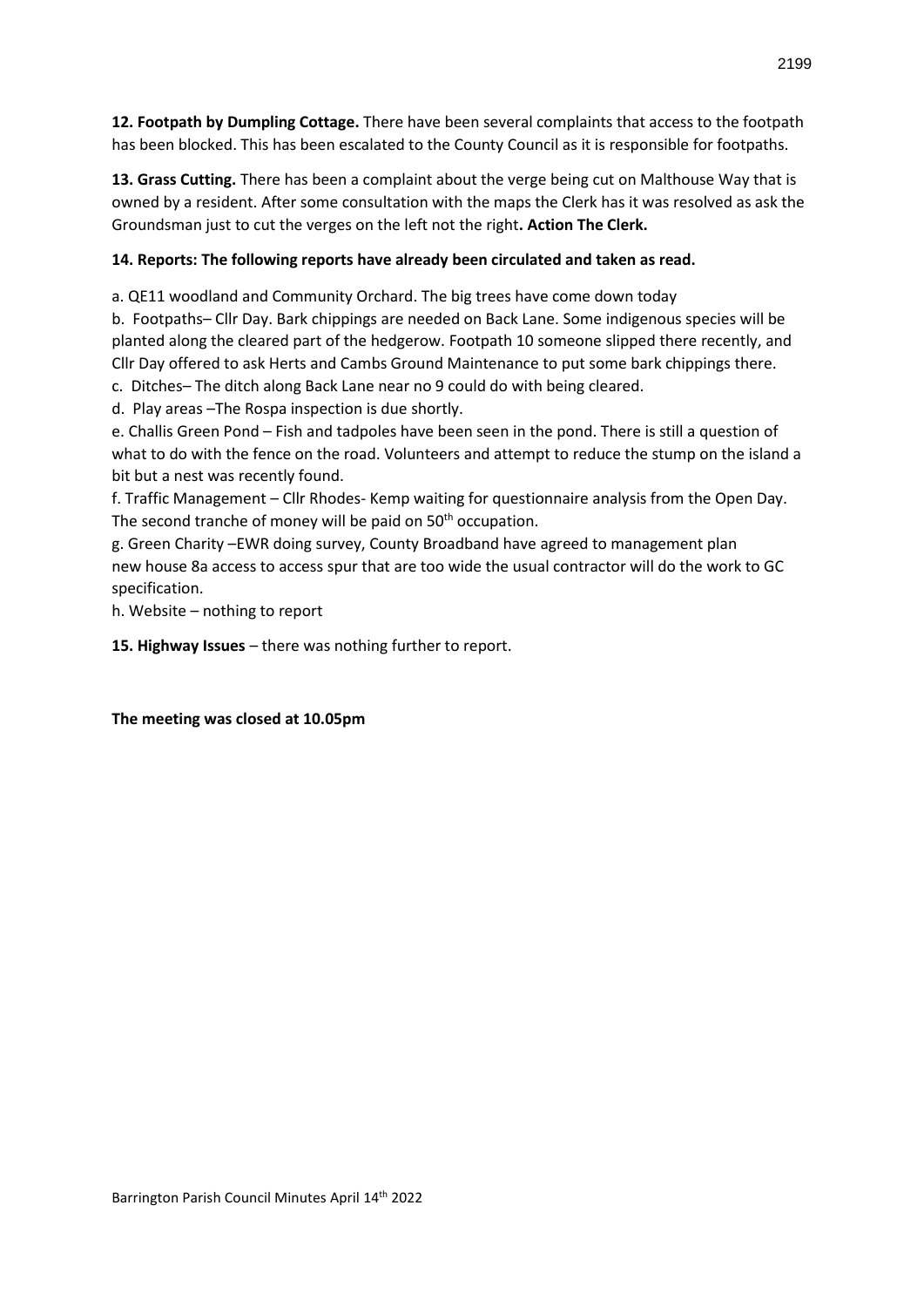**12. Footpath by Dumpling Cottage.** There have been several complaints that access to the footpath has been blocked. This has been escalated to the County Council as it is responsible for footpaths.

**13. Grass Cutting.** There has been a complaint about the verge being cut on Malthouse Way that is owned by a resident. After some consultation with the maps the Clerk has it was resolved as ask the Groundsman just to cut the verges on the left not the right**. Action The Clerk.**

**14. Reports: The following reports have already been circulated and taken as read.**

a. QE11 woodland and Community Orchard. The big trees have come down today

b. Footpaths– Cllr Day. Bark chippings are needed on Back Lane. Some indigenous species will be planted along the cleared part of the hedgerow. Footpath 10 someone slipped there recently, and Cllr Day offered to ask Herts and Cambs Ground Maintenance to put some bark chippings there.

c. Ditches– The ditch along Back Lane near no 9 could do with being cleared.

d. Play areas –The Rospa inspection is due shortly.

e. Challis Green Pond – Fish and tadpoles have been seen in the pond. There is still a question of what to do with the fence on the road. Volunteers and attempt to reduce the stump on the island a bit but a nest was recently found.

f. Traffic Management – Cllr Rhodes- Kemp waiting for questionnaire analysis from the Open Day. The second tranche of money will be paid on 50th occupation.

g. Green Charity –EWR doing survey, County Broadband have agreed to management plan new house 8a access to access spur that are too wide the usual contractor will do the work to GC specification.

h. Website – nothing to report

**15. Highway Issues** – there was nothing further to report.

**The meeting was closed at 10.05pm**